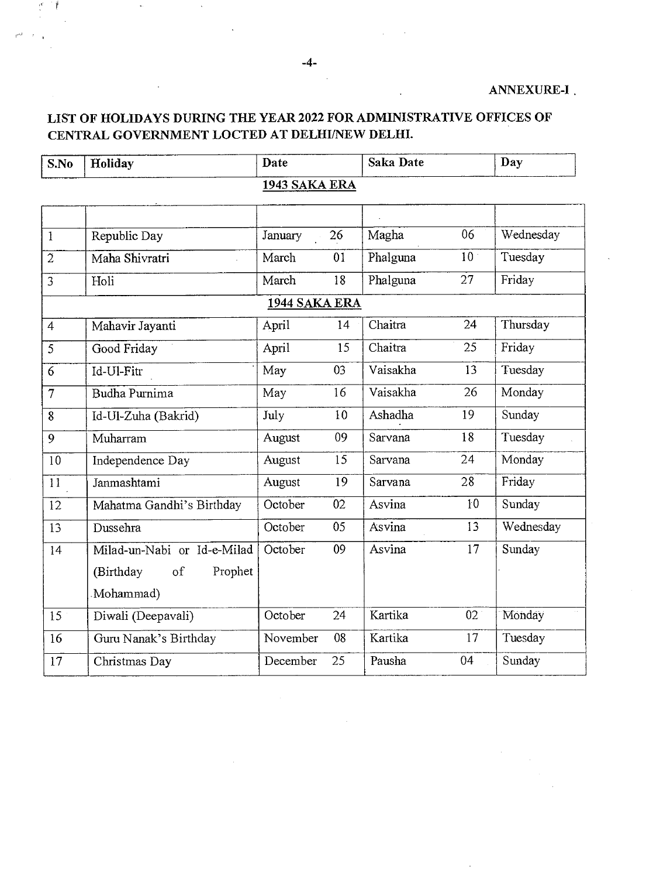**ANNEXURE-I**

## LIST OF HOLIDAYS DURING THE YEAR 2022 FOR ADMINISTRATIVE OFFICES OF CENTRAL GOVERNMENT LOCTED AT DELHI/NEW DELHI.

| S.No | Holiday | Date | | Saka Date | | Day |
|---|---|---|---|---|---|---|
| **1943 SAKA ERA** | | | | | | |
| 1 | Republic Day | January | 26 | Magha | 06 | Wednesday |
| 2 | Maha Shivratri | March | 01 | Phalguna | 10 | Tuesday |
| 3 | Holi | March | 18 | Phalguna | 27 | Friday |
| **1944 SAKA ERA** | | | | | | |
| 4 | Mahavir Jayanti | April | 14 | Chaitra | 24 | Thursday |
| 5 | Good Friday | April | 15 | Chaitra | 25 | Friday |
| 6 | Id-Ul-Fitr | May | 03 | Vaisakha | 13 | Tuesday |
| 7 | Budha Purnima | May | 16 | Vaisakha | 26 | Monday |
| 8 | Id-Ul-Zuha (Bakrid) | July | 10 | Ashadha | 19 | Sunday |
| 9 | Muharram | August | 09 | Sarvana | 18 | Tuesday |
| 10 | Independence Day | August | 15 | Sarvana | 24 | Monday |
| 11 | Janmashtami | August | 19 | Sarvana | 28 | Friday |
| 12 | Mahatma Gandhi's Birthday | October | 02 | Asvina | 10 | Sunday |
| 13 | Dussehra | October | 05 | Asvina | 13 | Wednesday |
| 14 | Milad-un-Nabi or Id-e-Milad (Birthday of Prophet Mohammad) | October | 09 | Asvina | 17 | Sunday |
| 15 | Diwali (Deepavali) | October | 24 | Kartika | 02 | Monday |
| 16 | Guru Nanak's Birthday | November | 08 | Kartika | 17 | Tuesday |
| 17 | Christmas Day | December | 25 | Pausha | 04 | Sunday |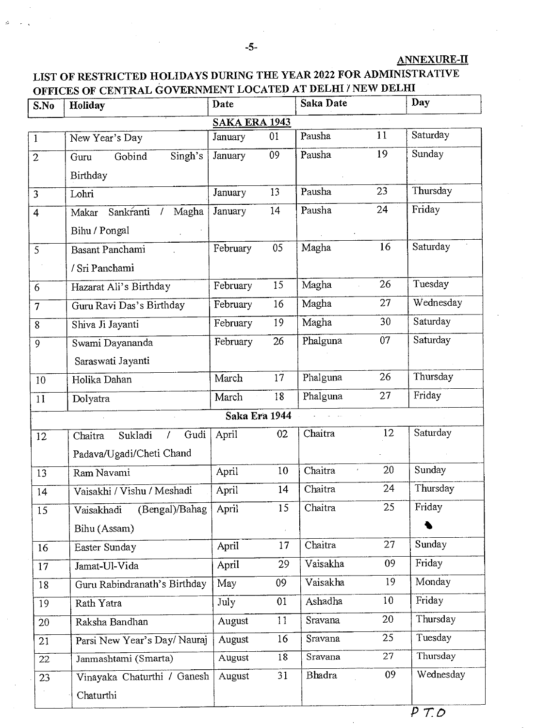**ANNEXURE-II**

## LIST OF RESTRICTED HOLIDAYS DURING THE YEAR 2022 FOR ADMINISTRATIVE OFFICES OF CENTRAL GOVERNMENT LOCATED AT DELHI / NEW DELHI

| S.No | Holiday | Date | | Saka Date | | Day |
|---|---|---|---|---|---|---|
| | | **SAKA ERA 1943** | | | | |
| 1 | New Year's Day | January | 01 | Pausha | 11 | Saturday |
| 2 | Guru Gobind Singh's Birthday | January | 09 | Pausha | 19 | Sunday |
| 3 | Lohri | January | 13 | Pausha | 23 | Thursday |
| 4 | Makar Sankranti / Magha Bihu / Pongal | January | 14 | Pausha | 24 | Friday |
| 5 | Basant Panchami / Sri Panchami | February | 05 | Magha | 16 | Saturday |
| 6 | Hazarat Ali's Birthday | February | 15 | Magha | 26 | Tuesday |
| 7 | Guru Ravi Das's Birthday | February | 16 | Magha | 27 | Wednesday |
| 8 | Shiva Ji Jayanti | February | 19 | Magha | 30 | Saturday |
| 9 | Swami Dayananda Saraswati Jayanti | February | 26 | Phalguna | 07 | Saturday |
| 10 | Holika Dahan | March | 17 | Phalguna | 26 | Thursday |
| 11 | Dolyatra | March | 18 | Phalguna | 27 | Friday |
| | | **Saka Era 1944** | | | | |
| 12 | Chaitra Sukladi / Gudi Padava/Ugadi/Cheti Chand | April | 02 | Chaitra | 12 | Saturday |
| 13 | Ram Navami | April | 10 | Chaitra | 20 | Sunday |
| 14 | Vaisakhi / Vishu / Meshadi | April | 14 | Chaitra | 24 | Thursday |
| 15 | Vaisakhadi (Bengal)/Bahag Bihu (Assam) | April | 15 | Chaitra | 25 | Friday |
| 16 | Easter Sunday | April | 17 | Chaitra | 27 | Sunday |
| 17 | Jamat-Ul-Vida | April | 29 | Vaisakha | 09 | Friday |
| 18 | Guru Rabindranath's Birthday | May | 09 | Vaisakha | 19 | Monday |
| 19 | Rath Yatra | July | 01 | Ashadha | 10 | Friday |
| 20 | Raksha Bandhan | August | 11 | Sravana | 20 | Thursday |
| 21 | Parsi New Year's Day/ Nauraj | August | 16 | Sravana | 25 | Tuesday |
| 22 | Janmashtami (Smarta) | August | 18 | Sravana | 27 | Thursday |
| 23 | Vinayaka Chaturthi / Ganesh Chaturthi | August | 31 | Bhadra | 09 | Wednesday |

P.T.O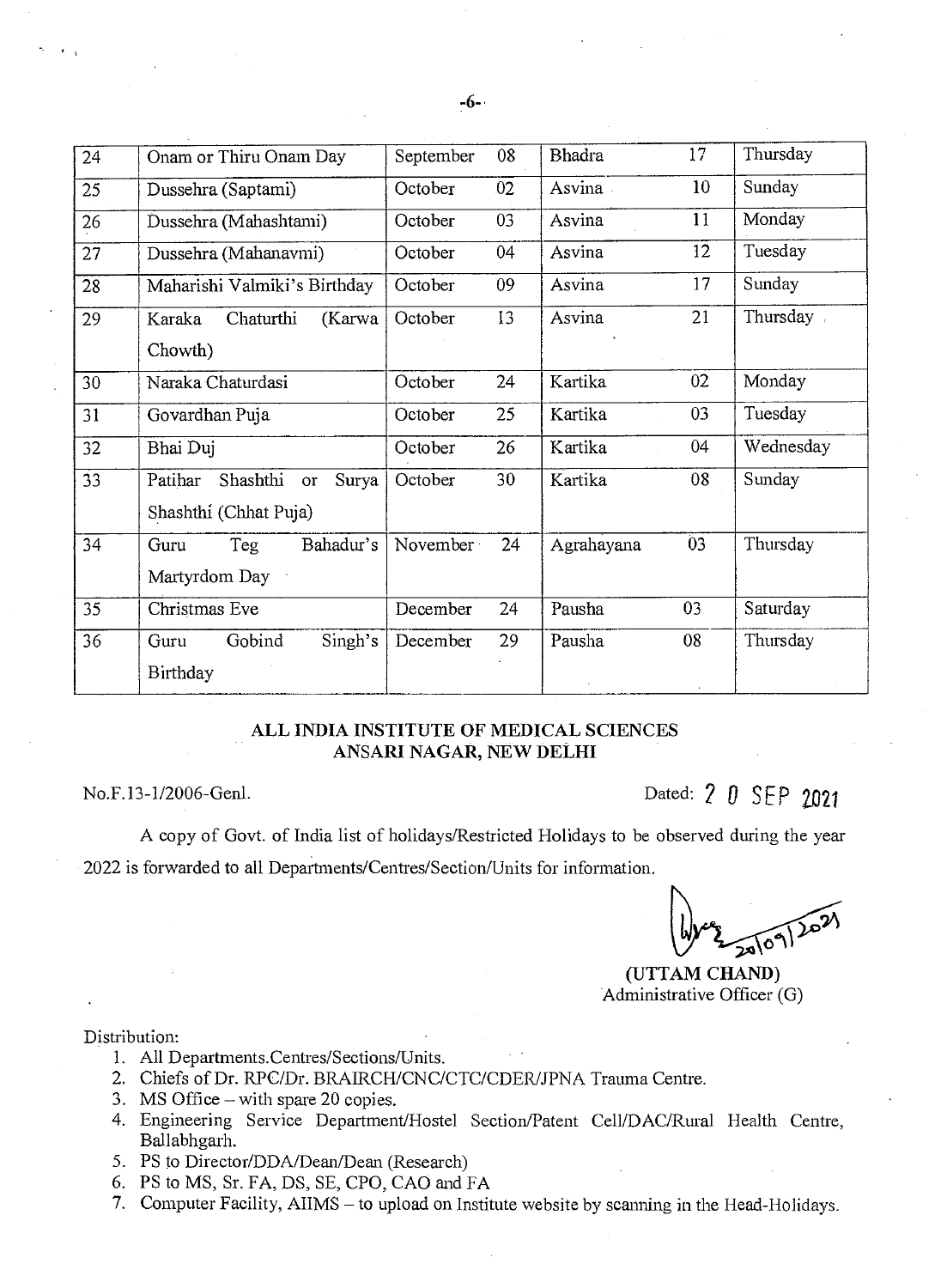| | | | | | | | |
|---|---|---|---|---|---|---|---|
| 24 | Onam or Thiru Onam Day | September | 08 | Bhadra | 17 | Thursday |
| 25 | Dussehra (Saptami) | October | 02 | Asvina | 10 | Sunday |
| 26 | Dussehra (Mahashtami) | October | 03 | Asvina | 11 | Monday |
| 27 | Dussehra (Mahanavmi) | October | 04 | Asvina | 12 | Tuesday |
| 28 | Maharishi Valmiki's Birthday | October | 09 | Asvina | 17 | Sunday |
| 29 | Karaka Chaturthi (Karwa Chowth) | October | 13 | Asvina | 21 | Thursday |
| 30 | Naraka Chaturdasi | October | 24 | Kartika | 02 | Monday |
| 31 | Govardhan Puja | October | 25 | Kartika | 03 | Tuesday |
| 32 | Bhai Duj | October | 26 | Kartika | 04 | Wednesday |
| 33 | Pratihar Shashthi or Surya Shashthi (Chhat Puja) | October | 30 | Kartika | 08 | Sunday |
| 34 | Guru Teg Bahadur's Martyrdom Day | November | 24 | Agrahayana | 03 | Thursday |
| 35 | Christmas Eve | December | 24 | Pausha | 03 | Saturday |
| 36 | Guru Gobind Singh's Birthday | December | 29 | Pausha | 08 | Thursday |

**ALL INDIA INSTITUTE OF MEDICAL SCIENCES**
**ANSARI NAGAR, NEW DELHI**

No.F.13-1/2006-Genl. Dated: 20 SEP 2021

A copy of Govt. of India list of holidays/Restricted Holidays to be observed during the year 2022 is forwarded to all Departments/Centres/Section/Units for information.

20/09/2021

**(UTTAM CHAND)**
Administrative Officer (G)

Distribution:

1. All Departments.Centres/Sections/Units.
2. Chiefs of Dr. RPC/Dr. BRAIRCH/CNC/CTC/CDER/JPNA Trauma Centre.
3. MS Office – with spare 20 copies.
4. Engineering Service Department/Hostel Section/Patent Cell/DAC/Rural Health Centre, Ballabhgarh.
5. PS to Director/DDA/Dean/Dean (Research)
6. PS to MS, Sr. FA, DS, SE, CPO, CAO and FA
7. Computer Facility, AIIMS – to upload on Institute website by scanning in the Head-Holidays.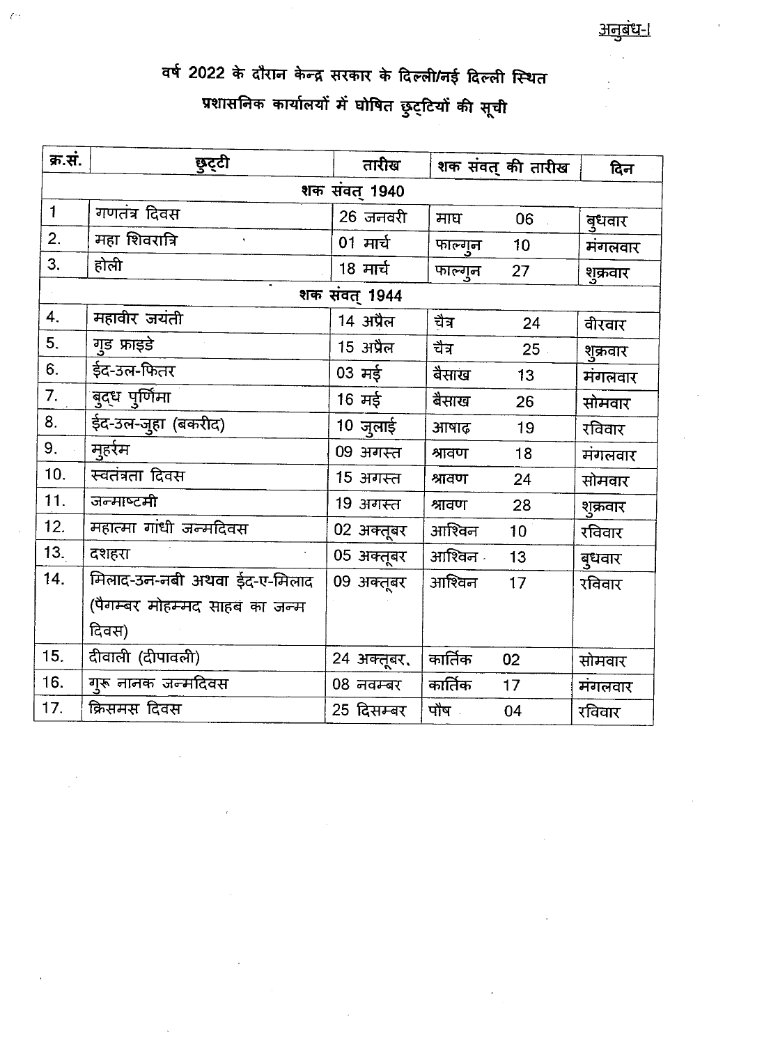अनुबंध-I

# वर्ष 2022 के दौरान केन्द्र सरकार के दिल्ली/नई दिल्ली स्थित प्रशासनिक कार्यालयों में घोषित छुट्टियों की सूची

| क्र.सं. | छुट्टी | तारीख | शक संवत् की तारीख | दिन |
|---|---|---|---|---|
| | | **शक संवत् 1940** | | |
| 1 | गणतंत्र दिवस | 26 जनवरी | माघ 06 | बुधवार |
| 2. | महा शिवरात्रि | 01 मार्च | फाल्गुन 10 | मंगलवार |
| 3. | होली | 18 मार्च | फाल्गुन 27 | शुक्रवार |
| | | **शक संवत् 1944** | | |
| 4. | महावीर जयंती | 14 अप्रैल | चैत्र 24 | वीरवार |
| 5. | गुड फ्राइडे | 15 अप्रैल | चैत्र 25 | शुक्रवार |
| 6. | ईद-उल-फितर | 03 मई | बैसाख 13 | मंगलवार |
| 7. | बुद्ध पुर्णिमा | 16 मई | बैसाख 26 | सोमवार |
| 8. | ईद-उल-जुहा (बकरीद) | 10 जुलाई | आषाढ़ 19 | रविवार |
| 9. | मुहर्रम | 09 अगस्त | श्रावण 18 | मंगलवार |
| 10. | स्वतंत्रता दिवस | 15 अगस्त | श्रावण 24 | सोमवार |
| 11. | जन्माष्टमी | 19 अगस्त | श्रावण 28 | शुक्रवार |
| 12. | महात्मा गांधी जन्मदिवस | 02 अक्तूबर | आश्विन 10 | रविवार |
| 13. | दशहरा | 05 अक्तूबर | आश्विन 13 | बुधवार |
| 14. | मिलाद-उन-नबी अथवा ईद-ए-मिलाद (पैगम्बर मोहम्मद साहब का जन्म दिवस) | 09 अक्तूबर | आश्विन 17 | रविवार |
| 15. | दीवाली (दीपावली) | 24 अक्तूबर, | कार्तिक 02 | सोमवार |
| 16. | गुरू नानक जन्मदिवस | 08 नवम्बर | कार्तिक 17 | मंगलवार |
| 17. | क्रिसमस दिवस | 25 दिसम्बर | पौष 04 | रविवार |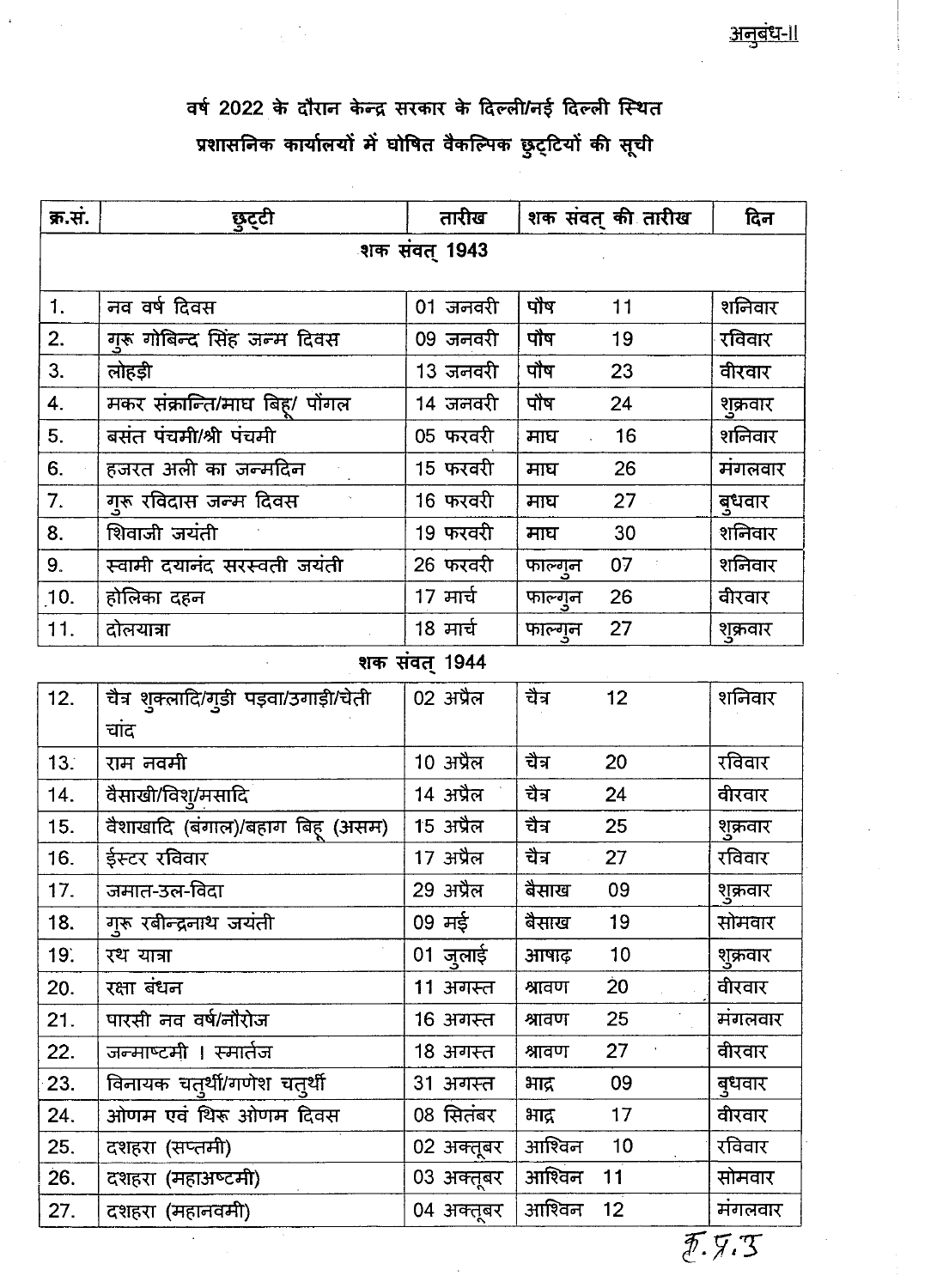अनुबंध-II

## वर्ष 2022 के दौरान केन्द्र सरकार के दिल्ली/नई दिल्ली स्थित प्रशासनिक कार्यालयों में घोषित वैकल्पिक छुट्टियों की सूची

| क्र.सं. | छुट्टी | तारीख | शक संवत् की तारीख | दिन |
|---|---|---|---|---|
| **शक संवत् 1943** | | | | |
| 1. | नव वर्ष दिवस | 01 जनवरी | पौष 11 | शनिवार |
| 2. | गुरू गोबिन्द सिंह जन्म दिवस | 09 जनवरी | पौष 19 | रविवार |
| 3. | लोहड़ी | 13 जनवरी | पौष 23 | वीरवार |
| 4. | मकर संक्रान्ति/माघ बिहू/ पोंगल | 14 जनवरी | पौष 24 | शुक्रवार |
| 5. | बसंत पंचमी/श्री पंचमी | 05 फरवरी | माघ 16 | शनिवार |
| 6. | हजरत अली का जन्मदिन | 15 फरवरी | माघ 26 | मंगलवार |
| 7. | गुरू रविदास जन्म दिवस | 16 फरवरी | माघ 27 | बुधवार |
| 8. | शिवाजी जयंती | 19 फरवरी | माघ 30 | शनिवार |
| 9. | स्वामी दयानंद सरस्वती जयंती | 26 फरवरी | फाल्गुन 07 | शनिवार |
| 10. | होलिका दहन | 17 मार्च | फाल्गुन 26 | वीरवार |
| 11. | दोलयात्रा | 18 मार्च | फाल्गुन 27 | शुक्रवार |
| **शक संवत् 1944** | | | | |
| 12. | चैत्र शुक्लादि/गुडी पड़वा/उगाड़ी/चेती चांद | 02 अप्रैल | चैत्र 12 | शनिवार |
| 13. | राम नवमी | 10 अप्रैल | चैत्र 20 | रविवार |
| 14. | वैसाखी/विशु/मसादि | 14 अप्रैल | चैत्र 24 | वीरवार |
| 15. | वैशाखादि (बंगाल)/बहाग बिहू (असम) | 15 अप्रैल | चैत्र 25 | शुक्रवार |
| 16. | ईस्टर रविवार | 17 अप्रैल | चैत्र 27 | रविवार |
| 17. | जमात-उल-विदा | 29 अप्रैल | बैसाख 09 | शुक्रवार |
| 18. | गुरू रबीन्द्रनाथ जयंती | 09 मई | बैसाख 19 | सोमवार |
| 19. | रथ यात्रा | 01 जुलाई | आषाढ़ 10 | शुक्रवार |
| 20. | रक्षा बंधन | 11 अगस्त | श्रावण 20 | वीरवार |
| 21. | पारसी नव वर्ष/नौरोज | 16 अगस्त | श्रावण 25 | मंगलवार |
| 22. | जन्माष्टमी ! स्मार्तज | 18 अगस्त | श्रावण 27 | वीरवार |
| 23. | विनायक चतुर्थी/गणेश चतुर्थी | 31 अगस्त | भाद्र 09 | बुधवार |
| 24. | ओणम एवं थिरू ओणम दिवस | 08 सितंबर | भाद्र 17 | वीरवार |
| 25. | दशहरा (सप्तमी) | 02 अक्तूबर | आश्विन 10 | रविवार |
| 26. | दशहरा (महाअष्टमी) | 03 अक्तूबर | आश्विन 11 | सोमवार |
| 27. | दशहरा (महानवमी) | 04 अक्तूबर | आश्विन 12 | मंगलवार |

क्र.प्र.उ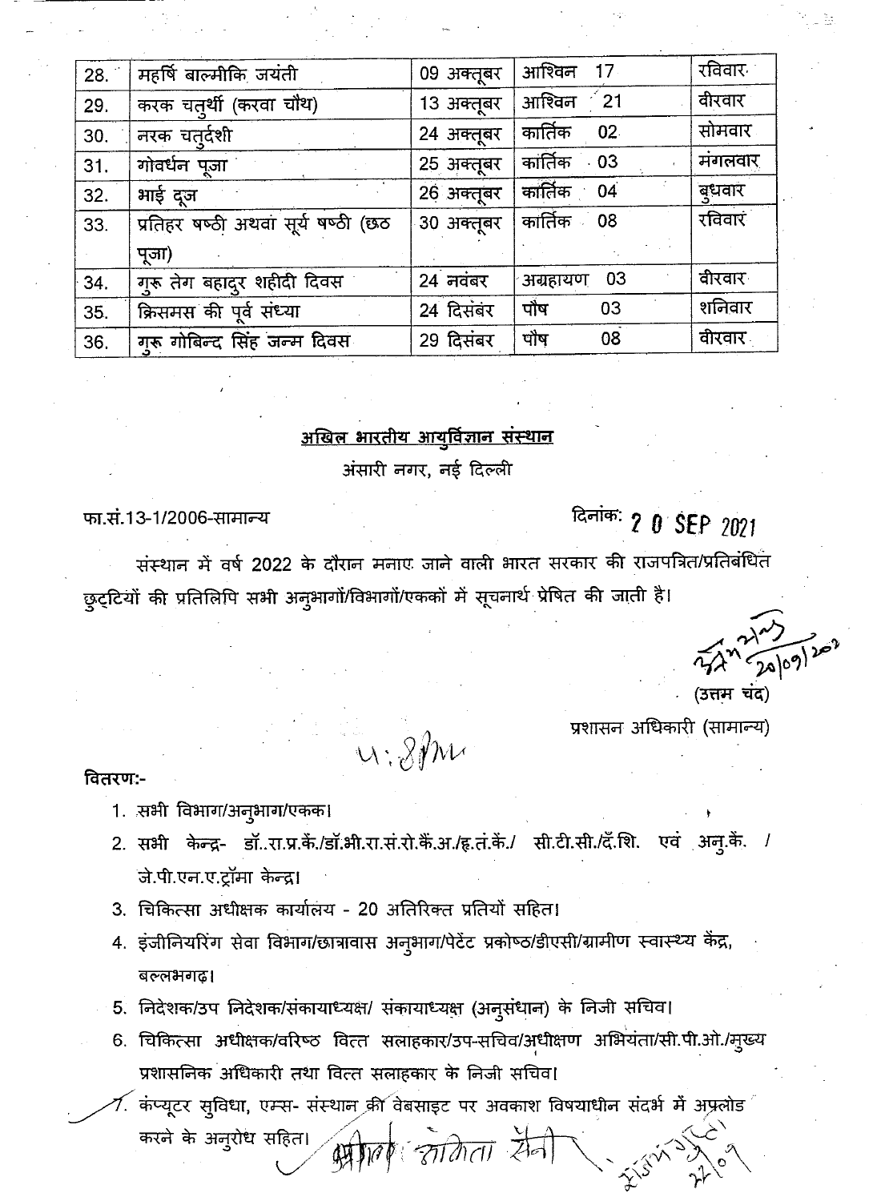| | | | | |
|---|---|---|---|---|
| 28. | महर्षि बाल्मीकि जयंती | 09 अक्तूबर | आश्विन 17 | रविवार |
| 29. | करक चतुर्थी (करवा चौथ) | 13 अक्तूबर | आश्विन 21 | वीरवार |
| 30. | नरक चतुर्दशी | 24 अक्तूबर | कार्तिक 02 | सोमवार |
| 31. | गोवर्धन पूजा | 25 अक्तूबर | कार्तिक 03 | मंगलवार |
| 32. | भाई दूज | 26 अक्तूबर | कार्तिक 04 | बुधवार |
| 33. | प्रतिहर षष्ठी अथवा सूर्य षष्ठी (छठ पूजा) | 30 अक्तूबर | कार्तिक 08 | रविवार |
| 34. | गुरू तेग बहादुर शहीदी दिवस | 24 नवंबर | अग्रहायण 03 | वीरवार |
| 35. | क्रिसमस की पूर्व संध्या | 24 दिसंबर | पौष 03 | शनिवार |
| 36. | गुरू गोबिन्द सिंह जन्म दिवस | 29 दिसंबर | पौष 08 | वीरवार |

## अखिल भारतीय आयुर्विज्ञान संस्थान

अंसारी नगर, नई दिल्ली

फा.सं.13-1/2006-सामान्य

दिनांक: 20 SEP 2021

संस्थान में वर्ष 2022 के दौरान मनाए जाने वाली भारत सरकार की राजपत्रित/प्रतिबंधित छुट्टियों की प्रतिलिपि सभी अनुभागों/विभागों/एककों में सूचनार्थ प्रेषित की जाती है।

20/09/2021

(उत्तम चंद)

प्रशासन अधिकारी (सामान्य)

4:8 PM

**वितरण:-**

1. सभी विभाग/अनुभाग/एकक।
2. सभी केन्द्र- डॉ..रा.प्र.कें./डॉ.भी.रा.सं.रो.कैं.अ./हृ.तं.कें./ सी.टी.सी./दं.शि. एवं अनु.कें. / जे.पी.एन.ए.ट्रॉमा केन्द्र।
3. चिकित्सा अधीक्षक कार्यालय - 20 अतिरिक्त प्रतियों सहित।
4. इंजीनियरिंग सेवा विभाग/छात्रावास अनुभाग/पेटेंट प्रकोष्ठ/डीएसी/ग्रामीण स्वास्थ्य केंद्र, बल्लभगढ़।
5. निदेशक/उप निदेशक/संकायाध्यक्ष/ संकायाध्यक्ष (अनुसंधान) के निजी सचिव।
6. चिकित्सा अधीक्षक/वरिष्ठ वित्त सलाहकार/उप-सचिव/अधीक्षण अभियंता/सी.पी.ओ./मुख्य प्रशासनिक अधिकारी तथा वित्त सलाहकार के निजी सचिव।
7. कंप्यूटर सुविधा, एम्स- संस्थान की वेबसाइट पर अवकाश विषयाधीन संदर्भ में अपलोड करने के अनुरोध सहित।

प्रतिलिपि: सरिता सैनी

22/09